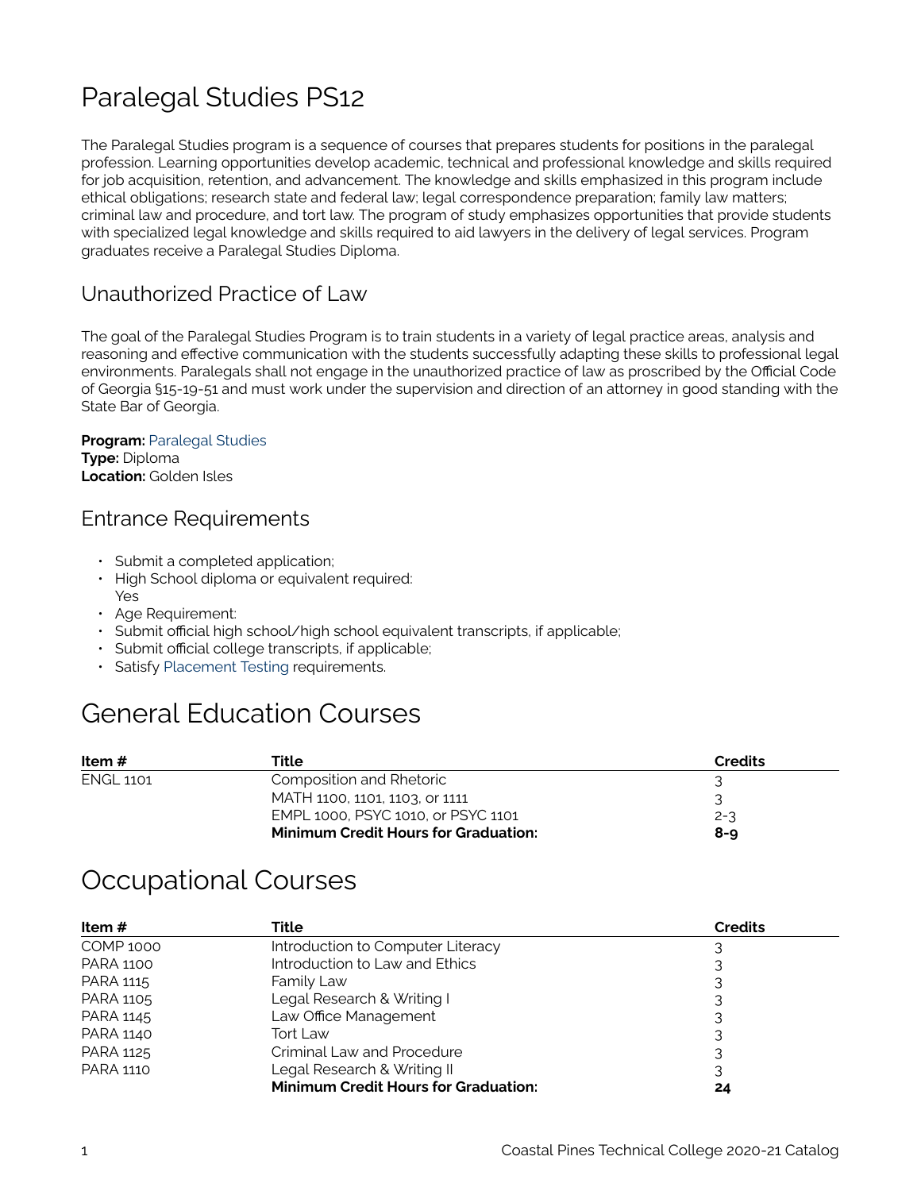# Paralegal Studies PS12

The Paralegal Studies program is a sequence of courses that prepares students for positions in the paralegal profession. Learning opportunities develop academic, technical and professional knowledge and skills required for job acquisition, retention, and advancement. The knowledge and skills emphasized in this program include ethical obligations; research state and federal law; legal correspondence preparation; family law matters; criminal law and procedure, and tort law. The program of study emphasizes opportunities that provide students with specialized legal knowledge and skills required to aid lawyers in the delivery of legal services. Program graduates receive a Paralegal Studies Diploma.

## Unauthorized Practice of Law

The goal of the Paralegal Studies Program is to train students in a variety of legal practice areas, analysis and reasoning and effective communication with the students successfully adapting these skills to professional legal environments. Paralegals shall not engage in the unauthorized practice of law as proscribed by the Official Code of Georgia §15-19-51 and must work under the supervision and direction of an attorney in good standing with the State Bar of Georgia.

**Program:** Paralegal Studies
**Type:** Diploma
**Location:** Golden Isles

## Entrance Requirements

- Submit a completed application;
- High School diploma or equivalent required: Yes
- Age Requirement:
- Submit official high school/high school equivalent transcripts, if applicable;
- Submit official college transcripts, if applicable;
- Satisfy Placement Testing requirements.

# General Education Courses

| Item # | Title | Credits |
|---|---|---|
| ENGL 1101 | Composition and Rhetoric | 3 |
| | MATH 1100, 1101, 1103, or 1111 | 3 |
| | EMPL 1000, PSYC 1010, or PSYC 1101 | 2-3 |
| | **Minimum Credit Hours for Graduation:** | **8-9** |

# Occupational Courses

| Item # | Title | Credits |
|---|---|---|
| COMP 1000 | Introduction to Computer Literacy | 3 |
| PARA 1100 | Introduction to Law and Ethics | 3 |
| PARA 1115 | Family Law | 3 |
| PARA 1105 | Legal Research & Writing I | 3 |
| PARA 1145 | Law Office Management | 3 |
| PARA 1140 | Tort Law | 3 |
| PARA 1125 | Criminal Law and Procedure | 3 |
| PARA 1110 | Legal Research & Writing II | 3 |
| | **Minimum Credit Hours for Graduation:** | **24** |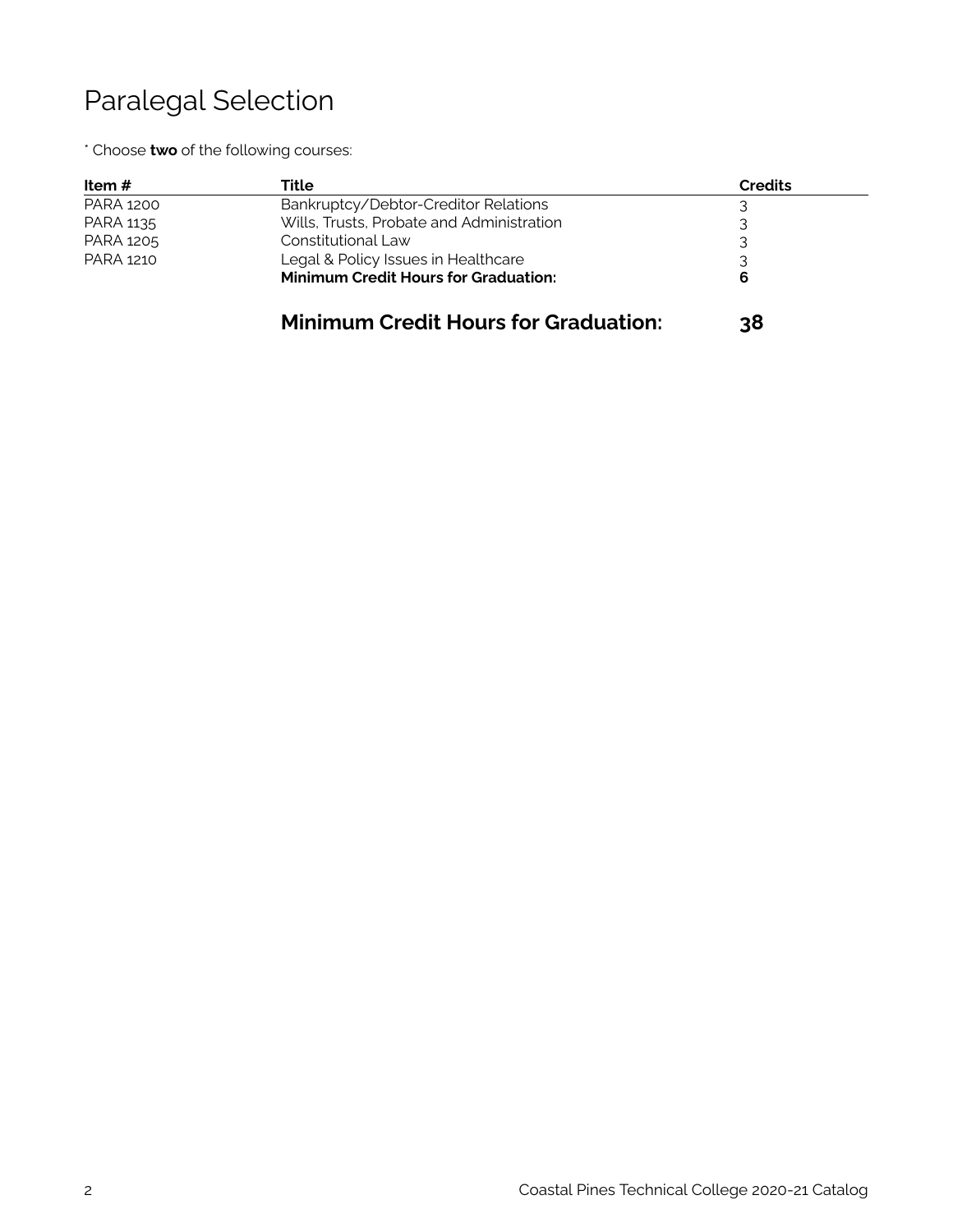# Paralegal Selection

* Choose **two** of the following courses:

| Item # | Title | Credits |
| --- | --- | --- |
| PARA 1200 | Bankruptcy/Debtor-Creditor Relations | 3 |
| PARA 1135 | Wills, Trusts, Probate and Administration | 3 |
| PARA 1205 | Constitutional Law | 3 |
| PARA 1210 | Legal & Policy Issues in Healthcare | 3 |
| | **Minimum Credit Hours for Graduation:** | **6** |

## Minimum Credit Hours for Graduation: 38